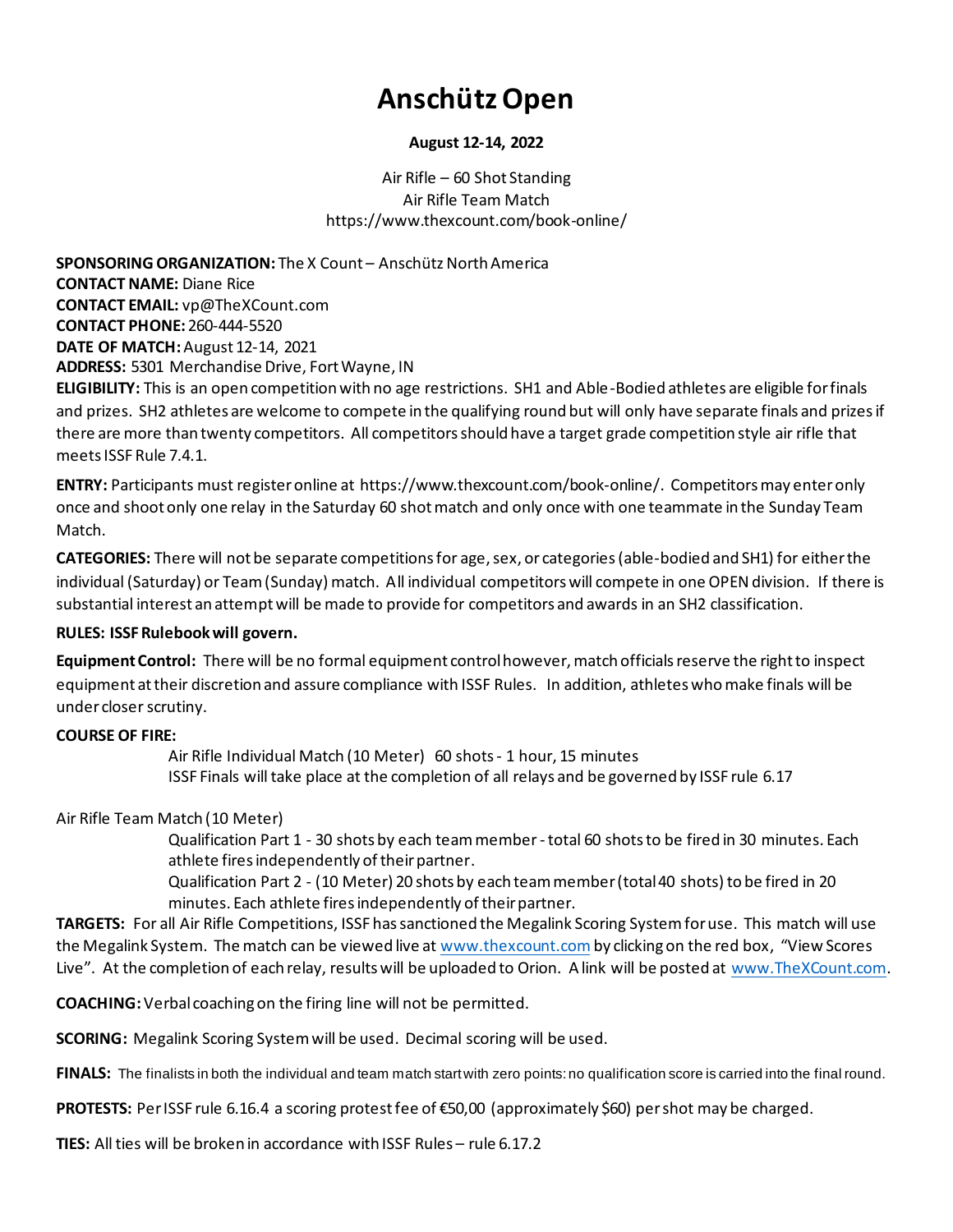# Anschütz Open

**August 12-14, 2022**

Air Rifle – 60 Shot Standing
Air Rifle Team Match
https://www.thexcount.com/book-online/

**SPONSORING ORGANIZATION:** The X Count – Anschütz North America
**CONTACT NAME:** Diane Rice
**CONTACT EMAIL:** vp@TheXCount.com
**CONTACT PHONE:** 260-444-5520
**DATE OF MATCH:** August 12-14, 2021
**ADDRESS:** 5301 Merchandise Drive, Fort Wayne, IN
**ELIGIBILITY:** This is an open competition with no age restrictions. SH1 and Able-Bodied athletes are eligible for finals and prizes. SH2 athletes are welcome to compete in the qualifying round but will only have separate finals and prizes if there are more than twenty competitors. All competitors should have a target grade competition style air rifle that meets ISSF Rule 7.4.1.

**ENTRY:** Participants must register online at https://www.thexcount.com/book-online/. Competitors may enter only once and shoot only one relay in the Saturday 60 shot match and only once with one teammate in the Sunday Team Match.

**CATEGORIES:** There will not be separate competitions for age, sex, or categories (able-bodied and SH1) for either the individual (Saturday) or Team (Sunday) match. All individual competitors will compete in one OPEN division. If there is substantial interest an attempt will be made to provide for competitors and awards in an SH2 classification.

**RULES: ISSF Rulebook will govern.**

**Equipment Control:** There will be no formal equipment control however, match officials reserve the right to inspect equipment at their discretion and assure compliance with ISSF Rules. In addition, athletes who make finals will be under closer scrutiny.

**COURSE OF FIRE:**

Air Rifle Individual Match (10 Meter) 60 shots - 1 hour, 15 minutes
ISSF Finals will take place at the completion of all relays and be governed by ISSF rule 6.17

Air Rifle Team Match (10 Meter)

Qualification Part 1 - 30 shots by each team member - total 60 shots to be fired in 30 minutes. Each athlete fires independently of their partner.
Qualification Part 2 - (10 Meter) 20 shots by each team member (total 40 shots) to be fired in 20 minutes. Each athlete fires independently of their partner.

**TARGETS:** For all Air Rifle Competitions, ISSF has sanctioned the Megalink Scoring System for use. This match will use the Megalink System. The match can be viewed live at www.thexcount.com by clicking on the red box, "View Scores Live". At the completion of each relay, results will be uploaded to Orion. A link will be posted at www.TheXCount.com.

**COACHING:** Verbal coaching on the firing line will not be permitted.

**SCORING:** Megalink Scoring System will be used. Decimal scoring will be used.

**FINALS:** The finalists in both the individual and team match start with zero points: no qualification score is carried into the final round.

**PROTESTS:** Per ISSF rule 6.16.4 a scoring protest fee of €50,00 (approximately $60) per shot may be charged.

**TIES:** All ties will be broken in accordance with ISSF Rules – rule 6.17.2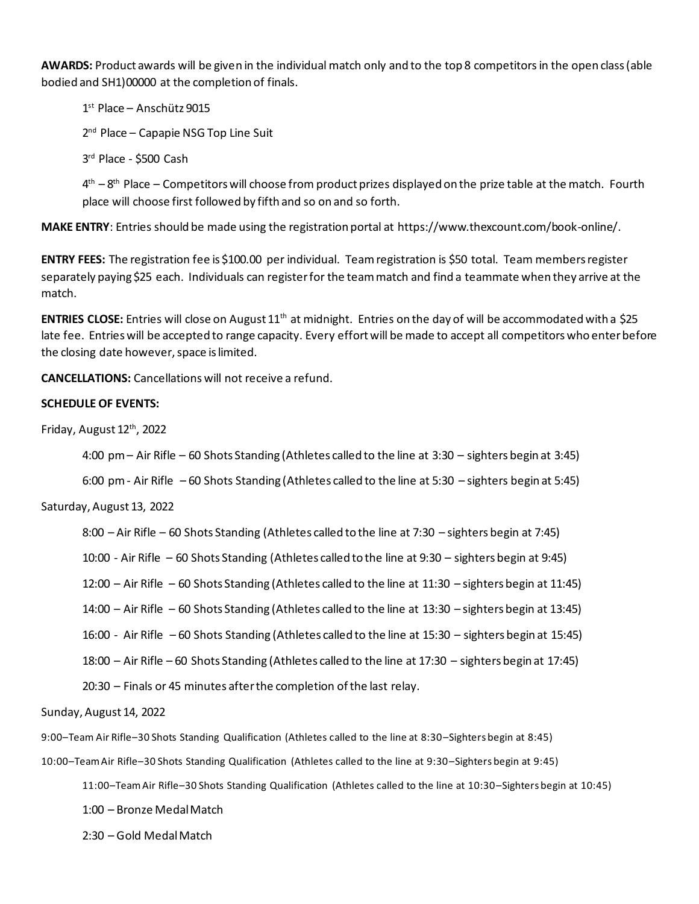**AWARDS:** Product awards will be given in the individual match only and to the top 8 competitors in the open class (able bodied and SH1)00000 at the completion of finals.

1st Place – Anschütz 9015

2nd Place – Capapie NSG Top Line Suit

3rd Place - $500 Cash

4th – 8th Place – Competitors will choose from product prizes displayed on the prize table at the match. Fourth place will choose first followed by fifth and so on and so forth.

**MAKE ENTRY**: Entries should be made using the registration portal at https://www.thexcount.com/book-online/.

**ENTRY FEES:** The registration fee is $100.00 per individual. Team registration is $50 total. Team members register separately paying $25 each. Individuals can register for the team match and find a teammate when they arrive at the match.

**ENTRIES CLOSE:** Entries will close on August 11th at midnight. Entries on the day of will be accommodated with a $25 late fee. Entries will be accepted to range capacity. Every effort will be made to accept all competitors who enter before the closing date however, space is limited.

**CANCELLATIONS:** Cancellations will not receive a refund.

**SCHEDULE OF EVENTS:**

Friday, August 12th, 2022

- 4:00 pm – Air Rifle – 60 Shots Standing (Athletes called to the line at 3:30 – sighters begin at 3:45)
- 6:00 pm - Air Rifle – 60 Shots Standing (Athletes called to the line at 5:30 – sighters begin at 5:45)

Saturday, August 13, 2022

- 8:00 – Air Rifle – 60 Shots Standing (Athletes called to the line at 7:30 – sighters begin at 7:45)
- 10:00 - Air Rifle – 60 Shots Standing (Athletes called to the line at 9:30 – sighters begin at 9:45)
- 12:00 – Air Rifle – 60 Shots Standing (Athletes called to the line at 11:30 – sighters begin at 11:45)
- 14:00 – Air Rifle – 60 Shots Standing (Athletes called to the line at 13:30 – sighters begin at 13:45)
- 16:00 - Air Rifle – 60 Shots Standing (Athletes called to the line at 15:30 – sighters begin at 15:45)
- 18:00 – Air Rifle – 60 Shots Standing (Athletes called to the line at 17:30 – sighters begin at 17:45)
- 20:30 – Finals or 45 minutes after the completion of the last relay.

Sunday, August 14, 2022

- 9:00–Team Air Rifle–30 Shots Standing Qualification (Athletes called to the line at 8:30–Sighters begin at 8:45)
- 10:00–Team Air Rifle–30 Shots Standing Qualification (Athletes called to the line at 9:30–Sighters begin at 9:45)
- 11:00–Team Air Rifle–30 Shots Standing Qualification (Athletes called to the line at 10:30–Sighters begin at 10:45)
- 1:00 – Bronze Medal Match
- 2:30 – Gold Medal Match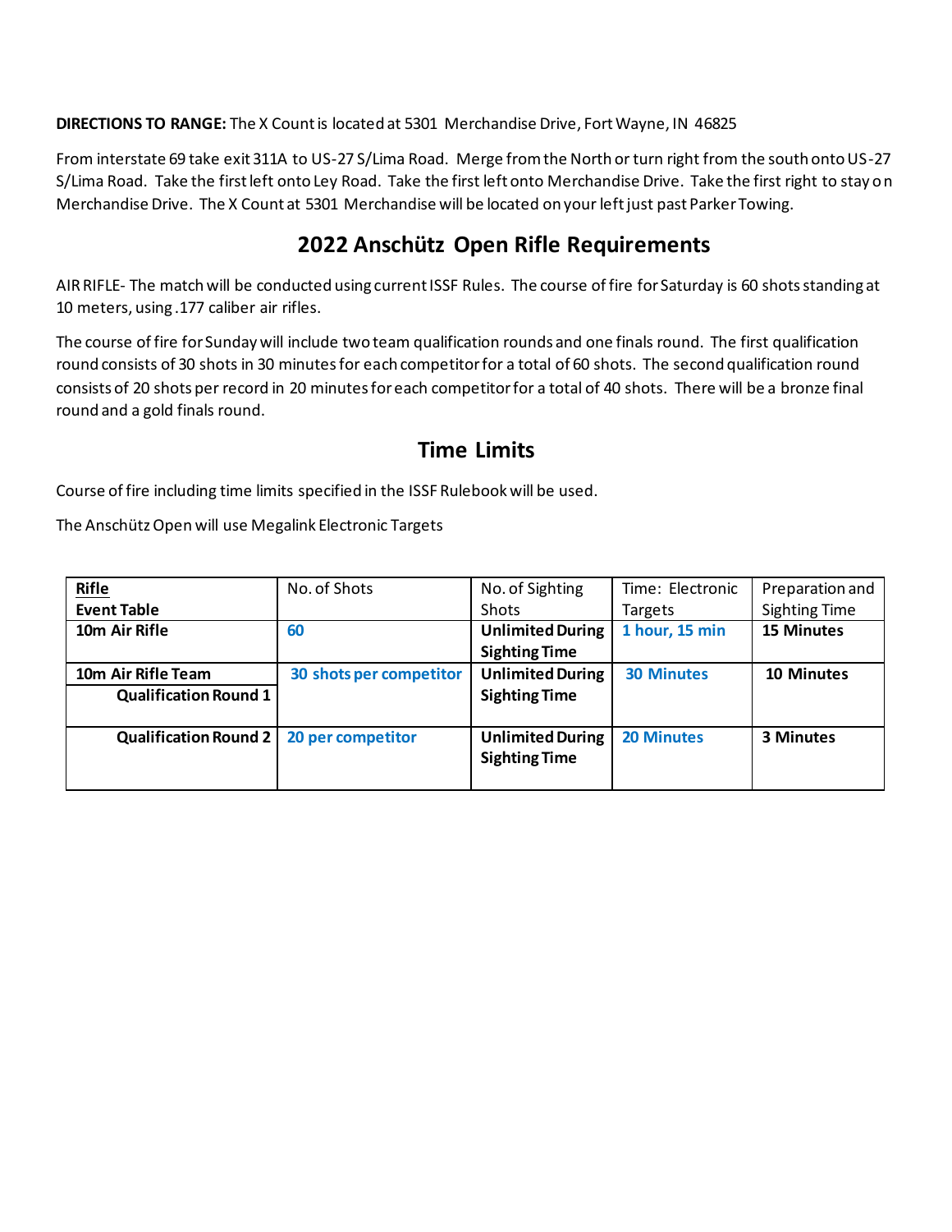**DIRECTIONS TO RANGE:** The X Count is located at 5301 Merchandise Drive, Fort Wayne, IN 46825

From interstate 69 take exit 311A to US-27 S/Lima Road. Merge from the North or turn right from the south onto US-27 S/Lima Road. Take the first left onto Ley Road. Take the first left onto Merchandise Drive. Take the first right to stay on Merchandise Drive. The X Count at 5301 Merchandise will be located on your left just past Parker Towing.

## 2022 Anschütz Open Rifle Requirements

AIR RIFLE- The match will be conducted using current ISSF Rules. The course of fire for Saturday is 60 shots standing at 10 meters, using .177 caliber air rifles.

The course of fire for Sunday will include two team qualification rounds and one finals round. The first qualification round consists of 30 shots in 30 minutes for each competitor for a total of 60 shots. The second qualification round consists of 20 shots per record in 20 minutes for each competitor for a total of 40 shots. There will be a bronze final round and a gold finals round.

## Time Limits

Course of fire including time limits specified in the ISSF Rulebook will be used.

The Anschütz Open will use Megalink Electronic Targets

| **Rifle** **Event Table** | No. of Shots | No. of Sighting Shots | Time: Electronic Targets | Preparation and Sighting Time |
|---|---|---|---|---|
| **10m Air Rifle** | **60** | **Unlimited During Sighting Time** | **1 hour, 15 min** | **15 Minutes** |
| **10m Air Rifle Team** **Qualification Round 1** | **30 shots per competitor** | **Unlimited During Sighting Time** | **30 Minutes** | **10 Minutes** |
| **Qualification Round 2** | **20 per competitor** | **Unlimited During Sighting Time** | **20 Minutes** | **3 Minutes** |